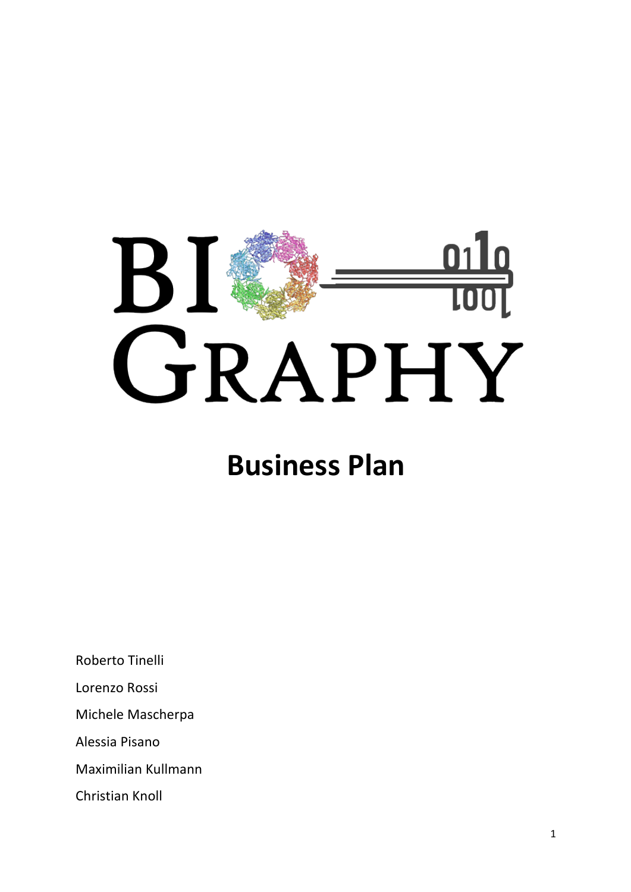# BIOGRAPHY

## Business Plan

Roberto Tinelli

Lorenzo Rossi

Michele Mascherpa

Alessia Pisano

Maximilian Kullmann

Christian Knoll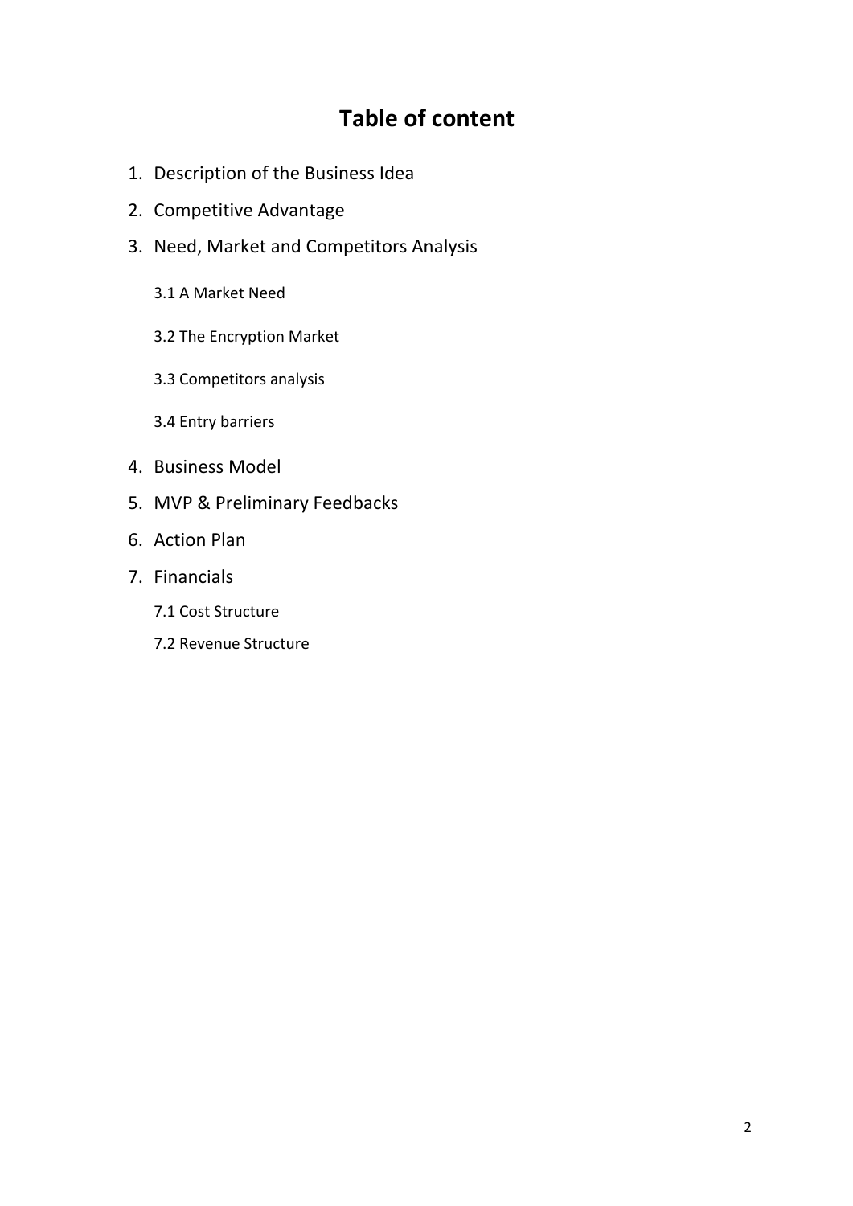# Table of content

1. Description of the Business Idea
2. Competitive Advantage
3. Need, Market and Competitors Analysis

    3.1 A Market Need

    3.2 The Encryption Market

    3.3 Competitors analysis

    3.4 Entry barriers

4. Business Model
5. MVP & Preliminary Feedbacks
6. Action Plan
7. Financials

    7.1 Cost Structure

    7.2 Revenue Structure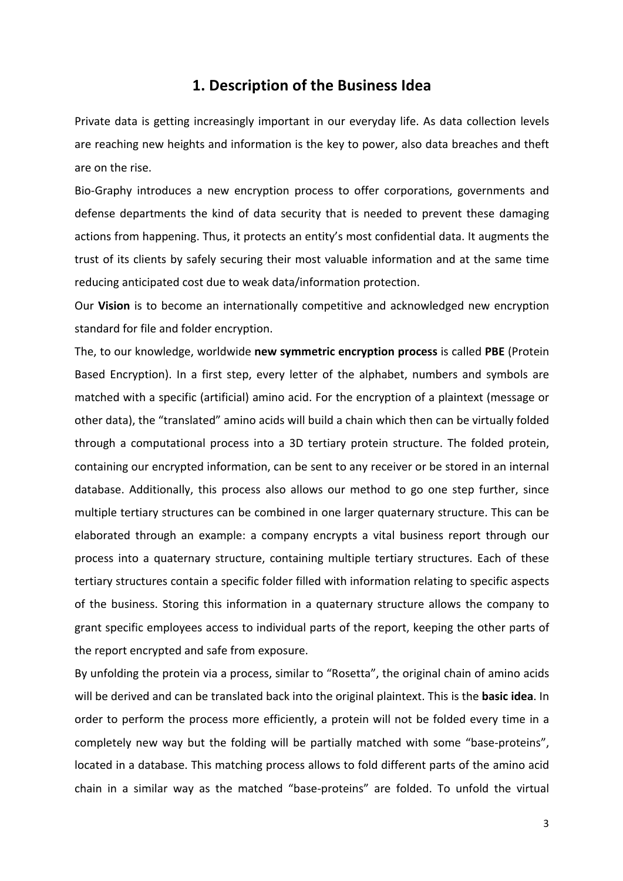## 1. Description of the Business Idea

Private data is getting increasingly important in our everyday life. As data collection levels are reaching new heights and information is the key to power, also data breaches and theft are on the rise.

Bio-Graphy introduces a new encryption process to offer corporations, governments and defense departments the kind of data security that is needed to prevent these damaging actions from happening. Thus, it protects an entity's most confidential data. It augments the trust of its clients by safely securing their most valuable information and at the same time reducing anticipated cost due to weak data/information protection.

Our **Vision** is to become an internationally competitive and acknowledged new encryption standard for file and folder encryption.

The, to our knowledge, worldwide **new symmetric encryption process** is called **PBE** (Protein Based Encryption). In a first step, every letter of the alphabet, numbers and symbols are matched with a specific (artificial) amino acid. For the encryption of a plaintext (message or other data), the "translated" amino acids will build a chain which then can be virtually folded through a computational process into a 3D tertiary protein structure. The folded protein, containing our encrypted information, can be sent to any receiver or be stored in an internal database. Additionally, this process also allows our method to go one step further, since multiple tertiary structures can be combined in one larger quaternary structure. This can be elaborated through an example: a company encrypts a vital business report through our process into a quaternary structure, containing multiple tertiary structures. Each of these tertiary structures contain a specific folder filled with information relating to specific aspects of the business. Storing this information in a quaternary structure allows the company to grant specific employees access to individual parts of the report, keeping the other parts of the report encrypted and safe from exposure.

By unfolding the protein via a process, similar to "Rosetta", the original chain of amino acids will be derived and can be translated back into the original plaintext. This is the **basic idea**. In order to perform the process more efficiently, a protein will not be folded every time in a completely new way but the folding will be partially matched with some "base-proteins", located in a database. This matching process allows to fold different parts of the amino acid chain in a similar way as the matched "base-proteins" are folded. To unfold the virtual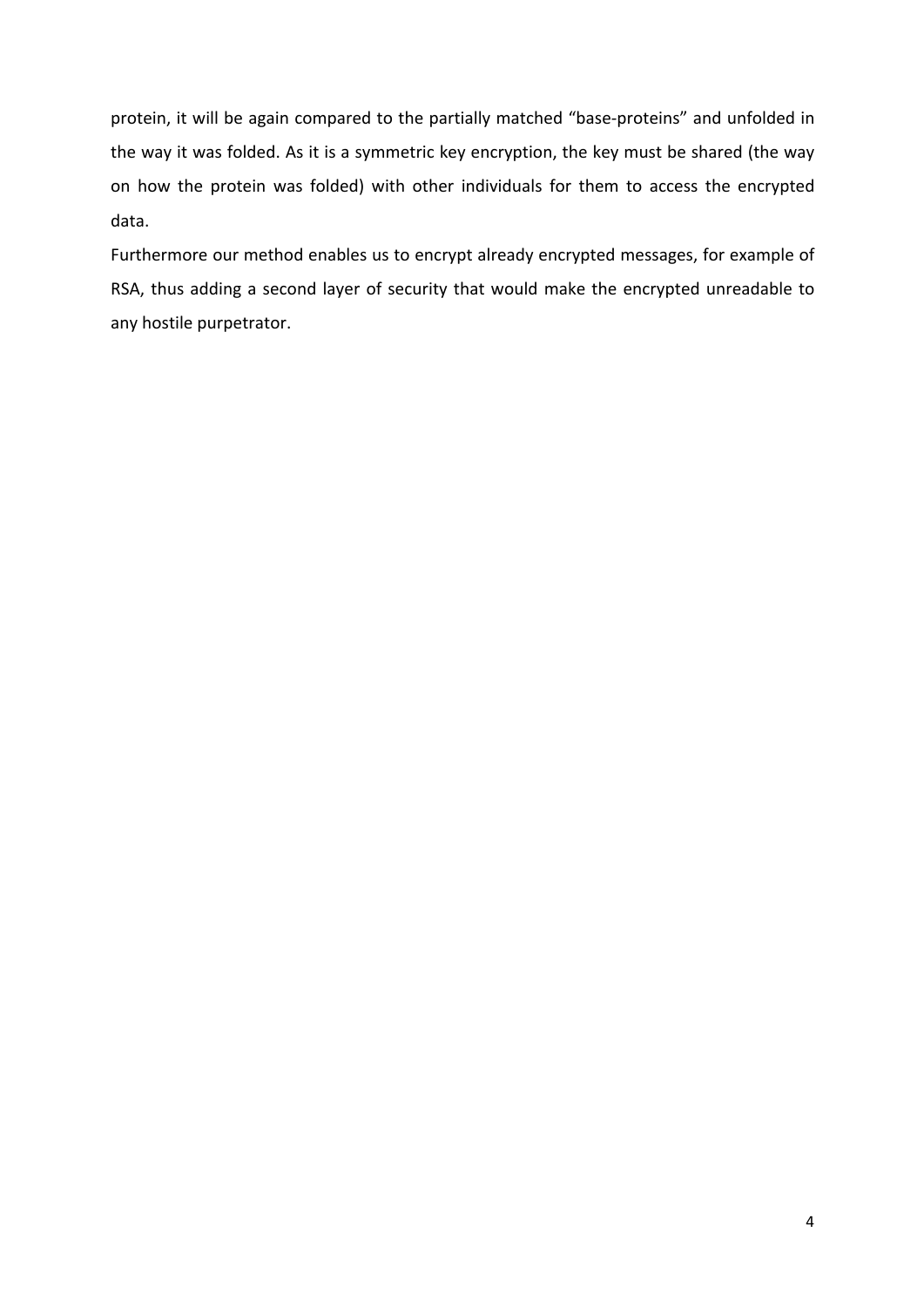protein, it will be again compared to the partially matched “base-proteins” and unfolded in the way it was folded. As it is a symmetric key encryption, the key must be shared (the way on how the protein was folded) with other individuals for them to access the encrypted data.

Furthermore our method enables us to encrypt already encrypted messages, for example of RSA, thus adding a second layer of security that would make the encrypted unreadable to any hostile purpetrator.